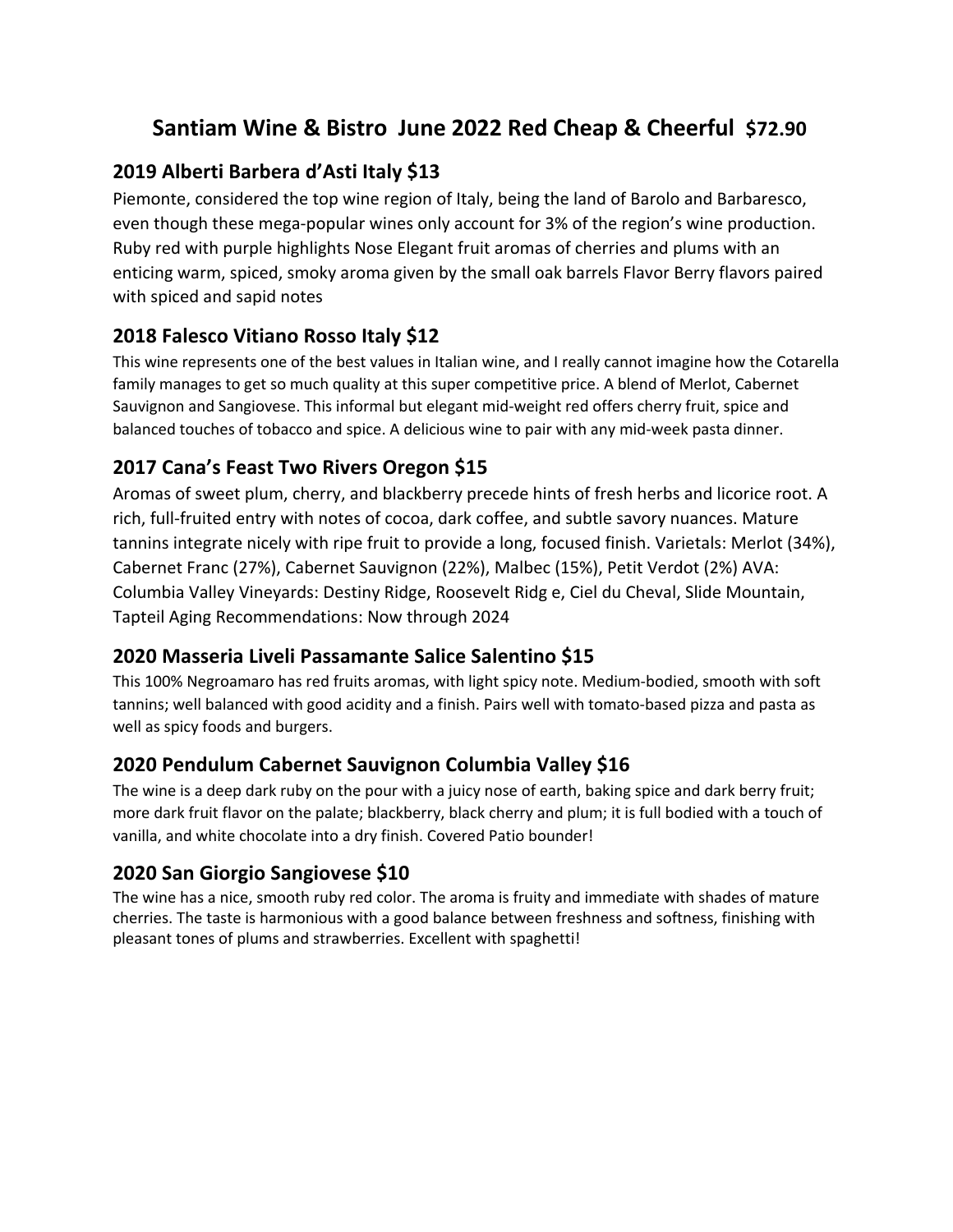# Santiam Wine & Bistro June 2022 Red Cheap & Cheerful $72.90

## 2019 Alberti Barbera d'Asti Italy $13

Piemonte, considered the top wine region of Italy, being the land of Barolo and Barbaresco, even though these mega-popular wines only account for 3% of the region's wine production. Ruby red with purple highlights Nose Elegant fruit aromas of cherries and plums with an enticing warm, spiced, smoky aroma given by the small oak barrels Flavor Berry flavors paired with spiced and sapid notes

## 2018 Falesco Vitiano Rosso Italy $12

This wine represents one of the best values in Italian wine, and I really cannot imagine how the Cotarella family manages to get so much quality at this super competitive price. A blend of Merlot, Cabernet Sauvignon and Sangiovese. This informal but elegant mid-weight red offers cherry fruit, spice and balanced touches of tobacco and spice. A delicious wine to pair with any mid-week pasta dinner.

## 2017 Cana's Feast Two Rivers Oregon $15

Aromas of sweet plum, cherry, and blackberry precede hints of fresh herbs and licorice root. A rich, full-fruited entry with notes of cocoa, dark coffee, and subtle savory nuances. Mature tannins integrate nicely with ripe fruit to provide a long, focused finish. Varietals: Merlot (34%), Cabernet Franc (27%), Cabernet Sauvignon (22%), Malbec (15%), Petit Verdot (2%) AVA: Columbia Valley Vineyards: Destiny Ridge, Roosevelt Ridg e, Ciel du Cheval, Slide Mountain, Tapteil Aging Recommendations: Now through 2024

## 2020 Masseria Liveli Passamante Salice Salentino $15

This 100% Negroamaro has red fruits aromas, with light spicy note. Medium-bodied, smooth with soft tannins; well balanced with good acidity and a finish. Pairs well with tomato-based pizza and pasta as well as spicy foods and burgers.

## 2020 Pendulum Cabernet Sauvignon Columbia Valley $16

The wine is a deep dark ruby on the pour with a juicy nose of earth, baking spice and dark berry fruit; more dark fruit flavor on the palate; blackberry, black cherry and plum; it is full bodied with a touch of vanilla, and white chocolate into a dry finish. Covered Patio bounder!

## 2020 San Giorgio Sangiovese $10

The wine has a nice, smooth ruby red color. The aroma is fruity and immediate with shades of mature cherries. The taste is harmonious with a good balance between freshness and softness, finishing with pleasant tones of plums and strawberries. Excellent with spaghetti!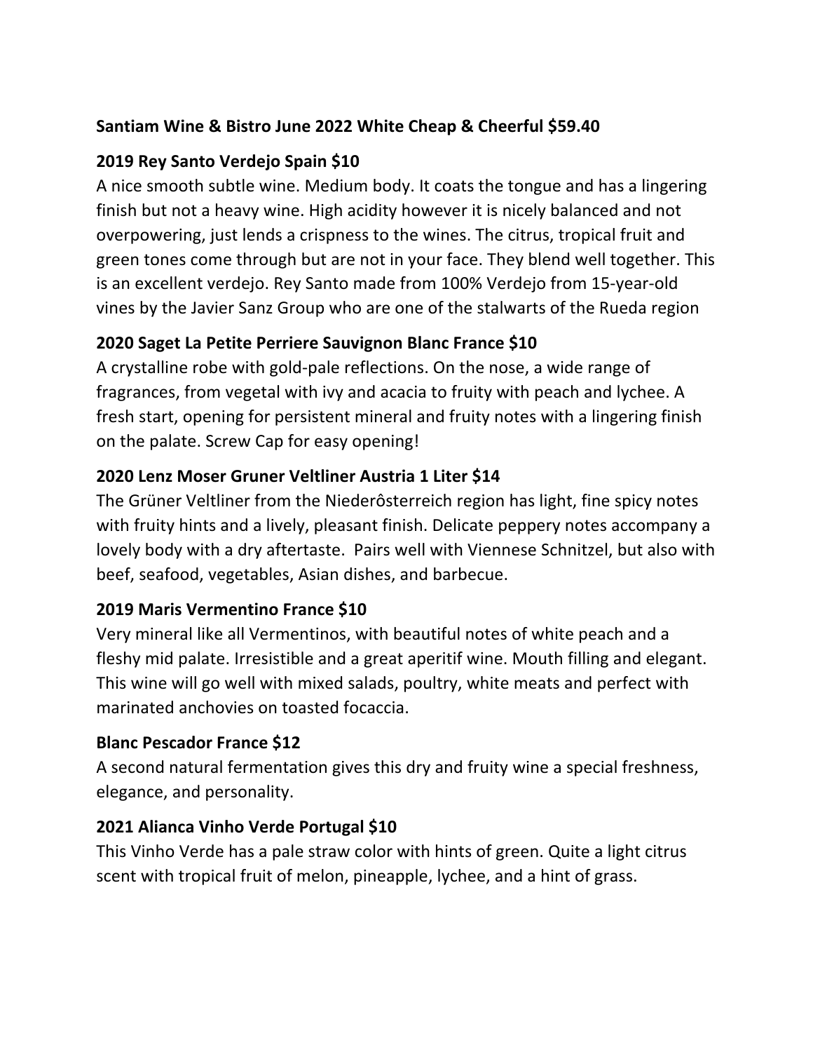**Santiam Wine & Bistro June 2022 White Cheap & Cheerful $59.40**

**2019 Rey Santo Verdejo Spain $10**

A nice smooth subtle wine. Medium body. It coats the tongue and has a lingering finish but not a heavy wine. High acidity however it is nicely balanced and not overpowering, just lends a crispness to the wines. The citrus, tropical fruit and green tones come through but are not in your face. They blend well together. This is an excellent verdejo. Rey Santo made from 100% Verdejo from 15-year-old vines by the Javier Sanz Group who are one of the stalwarts of the Rueda region

**2020 Saget La Petite Perriere Sauvignon Blanc France $10**

A crystalline robe with gold-pale reflections. On the nose, a wide range of fragrances, from vegetal with ivy and acacia to fruity with peach and lychee. A fresh start, opening for persistent mineral and fruity notes with a lingering finish on the palate. Screw Cap for easy opening!

**2020 Lenz Moser Gruner Veltliner Austria 1 Liter $14**

The Grüner Veltliner from the Niederôsterreich region has light, fine spicy notes with fruity hints and a lively, pleasant finish. Delicate peppery notes accompany a lovely body with a dry aftertaste. Pairs well with Viennese Schnitzel, but also with beef, seafood, vegetables, Asian dishes, and barbecue.

**2019 Maris Vermentino France $10**

Very mineral like all Vermentinos, with beautiful notes of white peach and a fleshy mid palate. Irresistible and a great aperitif wine. Mouth filling and elegant. This wine will go well with mixed salads, poultry, white meats and perfect with marinated anchovies on toasted focaccia.

**Blanc Pescador France $12**

A second natural fermentation gives this dry and fruity wine a special freshness, elegance, and personality.

**2021 Alianca Vinho Verde Portugal $10**

This Vinho Verde has a pale straw color with hints of green. Quite a light citrus scent with tropical fruit of melon, pineapple, lychee, and a hint of grass.